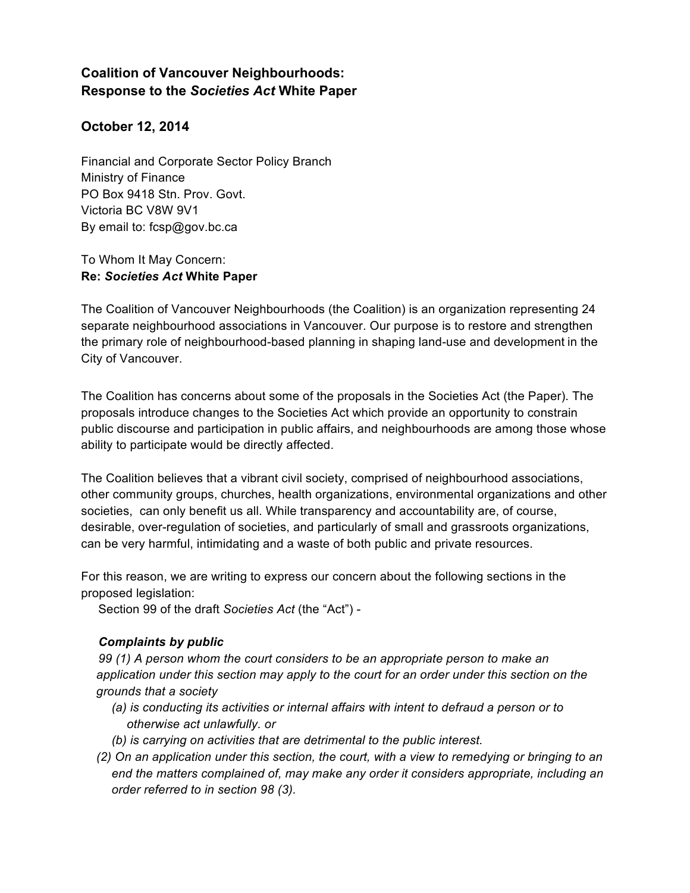## Coalition of Vancouver Neighbourhoods: Response to the *Societies Act* White Paper

### October 12, 2014

Financial and Corporate Sector Policy Branch
Ministry of Finance
PO Box 9418 Stn. Prov. Govt.
Victoria BC V8W 9V1
By email to: fcsp@gov.bc.ca

To Whom It May Concern:
**Re: *Societies Act* White Paper**

The Coalition of Vancouver Neighbourhoods (the Coalition) is an organization representing 24 separate neighbourhood associations in Vancouver. Our purpose is to restore and strengthen the primary role of neighbourhood-based planning in shaping land-use and development in the City of Vancouver.

The Coalition has concerns about some of the proposals in the Societies Act (the Paper). The proposals introduce changes to the Societies Act which provide an opportunity to constrain public discourse and participation in public affairs, and neighbourhoods are among those whose ability to participate would be directly affected.

The Coalition believes that a vibrant civil society, comprised of neighbourhood associations, other community groups, churches, health organizations, environmental organizations and other societies, can only benefit us all. While transparency and accountability are, of course, desirable, over-regulation of societies, and particularly of small and grassroots organizations, can be very harmful, intimidating and a waste of both public and private resources.

For this reason, we are writing to express our concern about the following sections in the proposed legislation:

Section 99 of the draft *Societies Act* (the "Act") -

***Complaints by public***

*99 (1) A person whom the court considers to be an appropriate person to make an application under this section may apply to the court for an order under this section on the grounds that a society*

*(a) is conducting its activities or internal affairs with intent to defraud a person or to otherwise act unlawfully. or*

*(b) is carrying on activities that are detrimental to the public interest.*

*(2) On an application under this section, the court, with a view to remedying or bringing to an end the matters complained of, may make any order it considers appropriate, including an order referred to in section 98 (3).*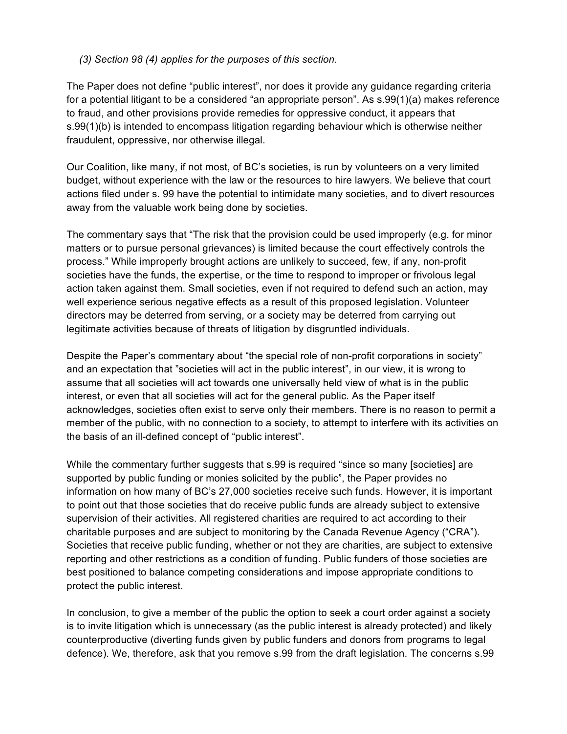*(3) Section 98 (4) applies for the purposes of this section.*

The Paper does not define "public interest", nor does it provide any guidance regarding criteria for a potential litigant to be a considered "an appropriate person". As s.99(1)(a) makes reference to fraud, and other provisions provide remedies for oppressive conduct, it appears that s.99(1)(b) is intended to encompass litigation regarding behaviour which is otherwise neither fraudulent, oppressive, nor otherwise illegal.

Our Coalition, like many, if not most, of BC's societies, is run by volunteers on a very limited budget, without experience with the law or the resources to hire lawyers. We believe that court actions filed under s. 99 have the potential to intimidate many societies, and to divert resources away from the valuable work being done by societies.

The commentary says that "The risk that the provision could be used improperly (e.g. for minor matters or to pursue personal grievances) is limited because the court effectively controls the process." While improperly brought actions are unlikely to succeed, few, if any, non-profit societies have the funds, the expertise, or the time to respond to improper or frivolous legal action taken against them. Small societies, even if not required to defend such an action, may well experience serious negative effects as a result of this proposed legislation. Volunteer directors may be deterred from serving, or a society may be deterred from carrying out legitimate activities because of threats of litigation by disgruntled individuals.

Despite the Paper's commentary about "the special role of non-profit corporations in society" and an expectation that "societies will act in the public interest", in our view, it is wrong to assume that all societies will act towards one universally held view of what is in the public interest, or even that all societies will act for the general public. As the Paper itself acknowledges, societies often exist to serve only their members. There is no reason to permit a member of the public, with no connection to a society, to attempt to interfere with its activities on the basis of an ill-defined concept of "public interest".

While the commentary further suggests that s.99 is required "since so many [societies] are supported by public funding or monies solicited by the public", the Paper provides no information on how many of BC's 27,000 societies receive such funds. However, it is important to point out that those societies that do receive public funds are already subject to extensive supervision of their activities. All registered charities are required to act according to their charitable purposes and are subject to monitoring by the Canada Revenue Agency ("CRA"). Societies that receive public funding, whether or not they are charities, are subject to extensive reporting and other restrictions as a condition of funding. Public funders of those societies are best positioned to balance competing considerations and impose appropriate conditions to protect the public interest.

In conclusion, to give a member of the public the option to seek a court order against a society is to invite litigation which is unnecessary (as the public interest is already protected) and likely counterproductive (diverting funds given by public funders and donors from programs to legal defence). We, therefore, ask that you remove s.99 from the draft legislation. The concerns s.99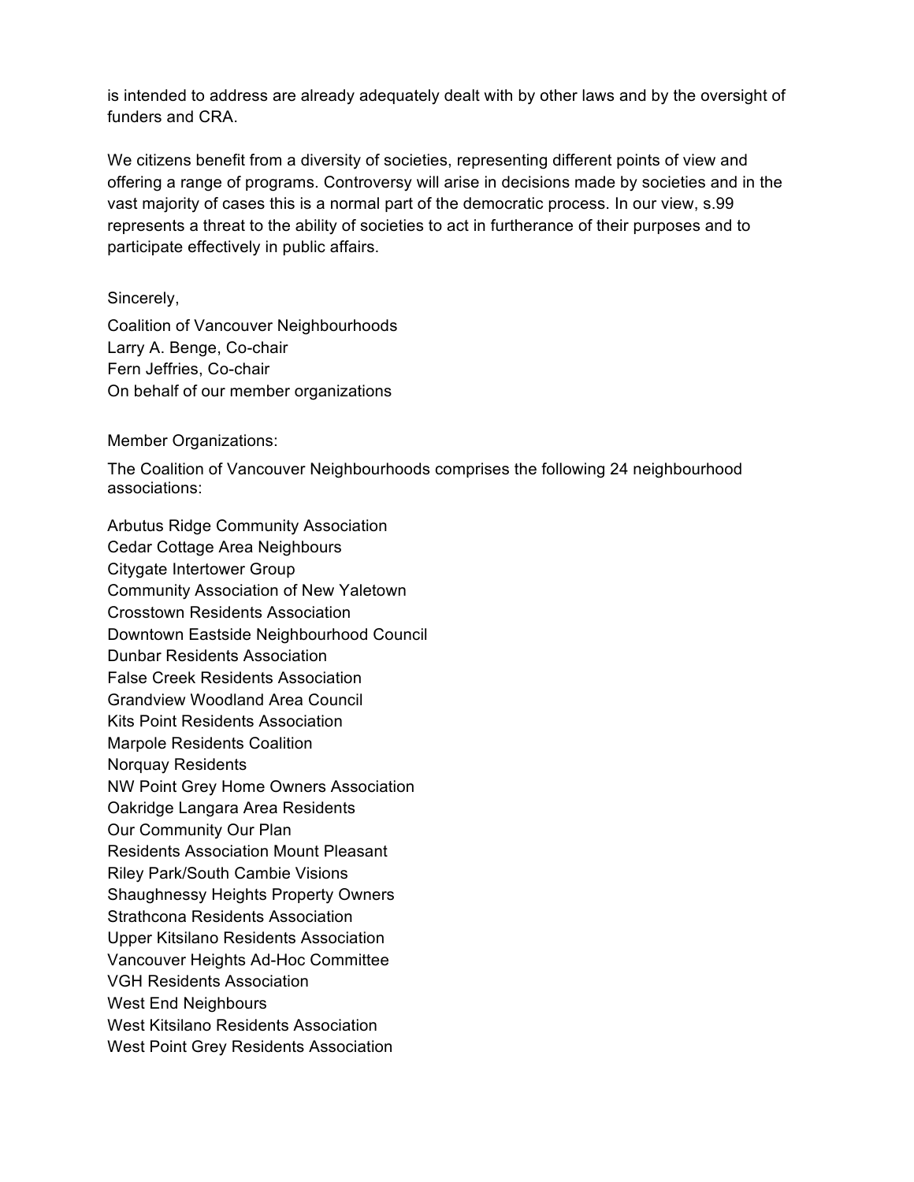is intended to address are already adequately dealt with by other laws and by the oversight of funders and CRA.

We citizens benefit from a diversity of societies, representing different points of view and offering a range of programs. Controversy will arise in decisions made by societies and in the vast majority of cases this is a normal part of the democratic process. In our view, s.99 represents a threat to the ability of societies to act in furtherance of their purposes and to participate effectively in public affairs.

Sincerely,

Coalition of Vancouver Neighbourhoods
Larry A. Benge, Co-chair
Fern Jeffries, Co-chair
On behalf of our member organizations

Member Organizations:

The Coalition of Vancouver Neighbourhoods comprises the following 24 neighbourhood associations:

Arbutus Ridge Community Association
Cedar Cottage Area Neighbours
Citygate Intertower Group
Community Association of New Yaletown
Crosstown Residents Association
Downtown Eastside Neighbourhood Council
Dunbar Residents Association
False Creek Residents Association
Grandview Woodland Area Council
Kits Point Residents Association
Marpole Residents Coalition
Norquay Residents
NW Point Grey Home Owners Association
Oakridge Langara Area Residents
Our Community Our Plan
Residents Association Mount Pleasant
Riley Park/South Cambie Visions
Shaughnessy Heights Property Owners
Strathcona Residents Association
Upper Kitsilano Residents Association
Vancouver Heights Ad-Hoc Committee
VGH Residents Association
West End Neighbours
West Kitsilano Residents Association
West Point Grey Residents Association